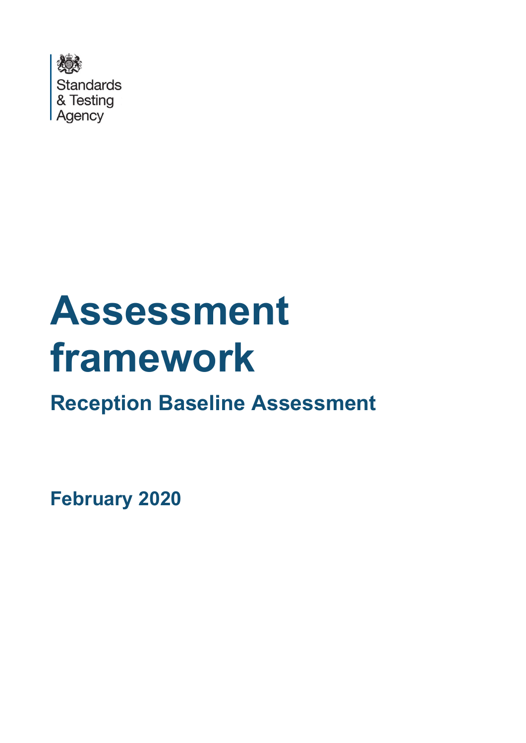Standards & Testing Agency

# Assessment framework

## Reception Baseline Assessment

**February 2020**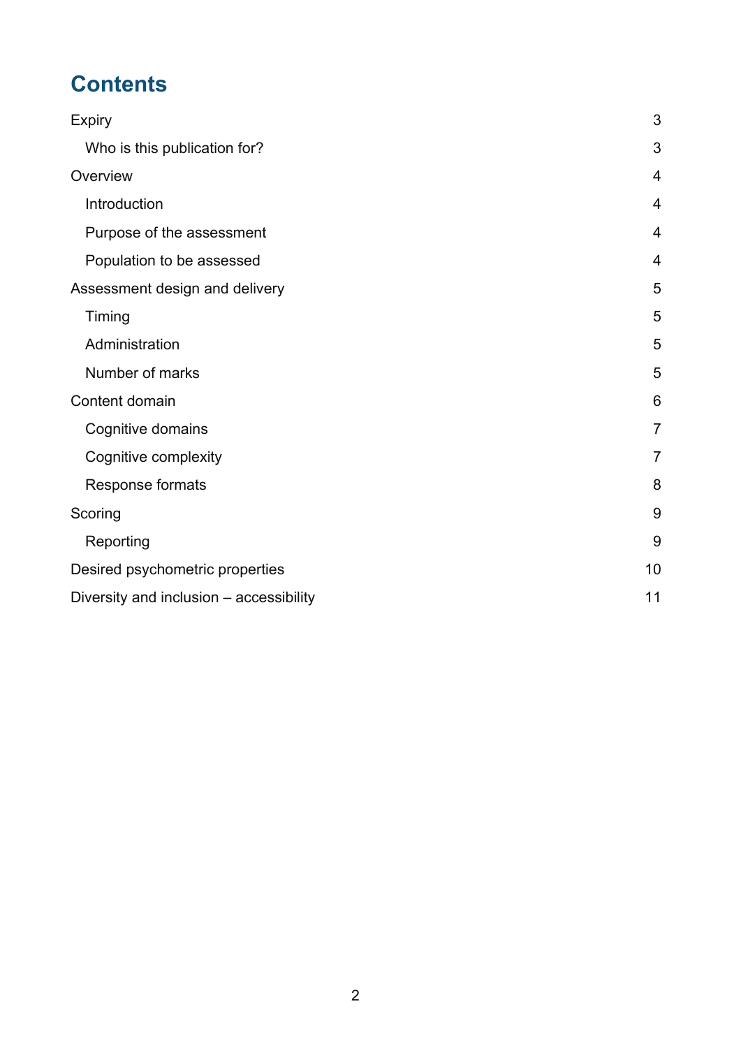# Contents

| | |
|---|---|
| Expiry | 3 |
| Who is this publication for? | 3 |
| Overview | 4 |
| Introduction | 4 |
| Purpose of the assessment | 4 |
| Population to be assessed | 4 |
| Assessment design and delivery | 5 |
| Timing | 5 |
| Administration | 5 |
| Number of marks | 5 |
| Content domain | 6 |
| Cognitive domains | 7 |
| Cognitive complexity | 7 |
| Response formats | 8 |
| Scoring | 9 |
| Reporting | 9 |
| Desired psychometric properties | 10 |
| Diversity and inclusion – accessibility | 11 |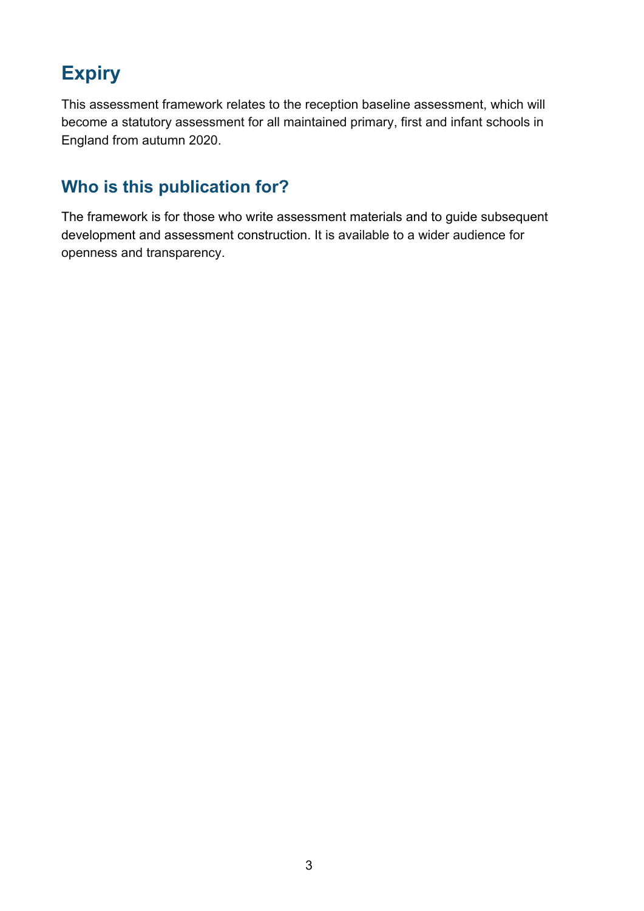## Expiry

This assessment framework relates to the reception baseline assessment, which will become a statutory assessment for all maintained primary, first and infant schools in England from autumn 2020.

### Who is this publication for?

The framework is for those who write assessment materials and to guide subsequent development and assessment construction. It is available to a wider audience for openness and transparency.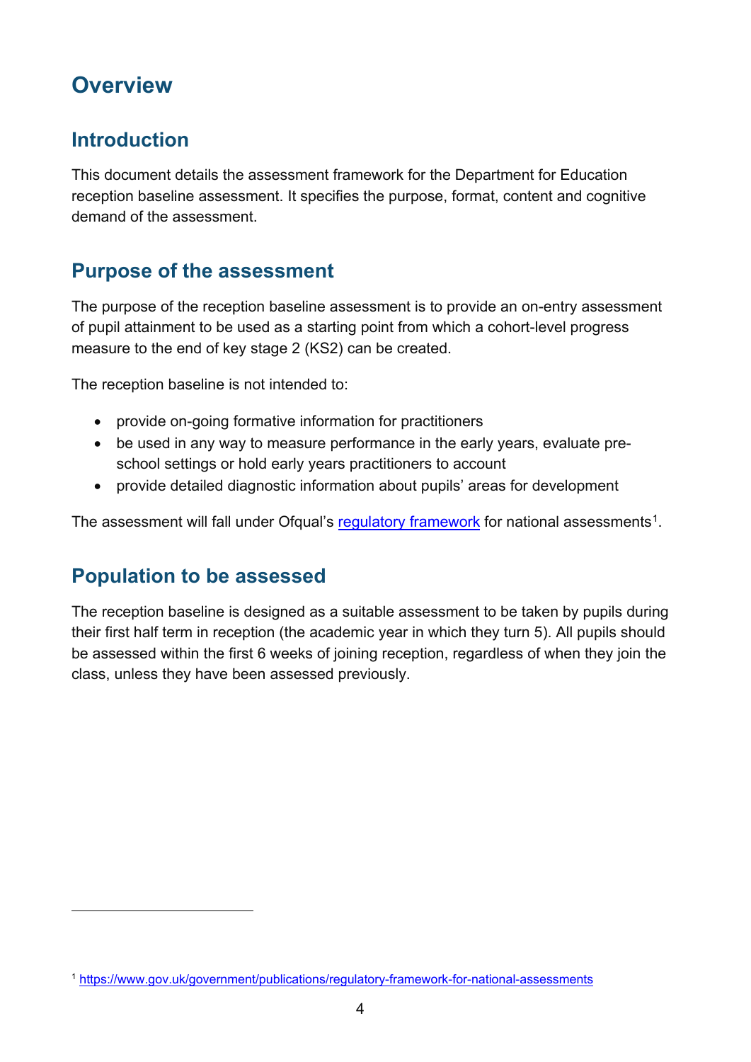# Overview

## Introduction

This document details the assessment framework for the Department for Education reception baseline assessment. It specifies the purpose, format, content and cognitive demand of the assessment.

## Purpose of the assessment

The purpose of the reception baseline assessment is to provide an on-entry assessment of pupil attainment to be used as a starting point from which a cohort-level progress measure to the end of key stage 2 (KS2) can be created.

The reception baseline is not intended to:

- provide on-going formative information for practitioners
- be used in any way to measure performance in the early years, evaluate pre-school settings or hold early years practitioners to account
- provide detailed diagnostic information about pupils' areas for development

The assessment will fall under Ofqual's regulatory framework for national assessments[1].

## Population to be assessed

The reception baseline is designed as a suitable assessment to be taken by pupils during their first half term in reception (the academic year in which they turn 5). All pupils should be assessed within the first 6 weeks of joining reception, regardless of when they join the class, unless they have been assessed previously.

---

[1] https://www.gov.uk/government/publications/regulatory-framework-for-national-assessments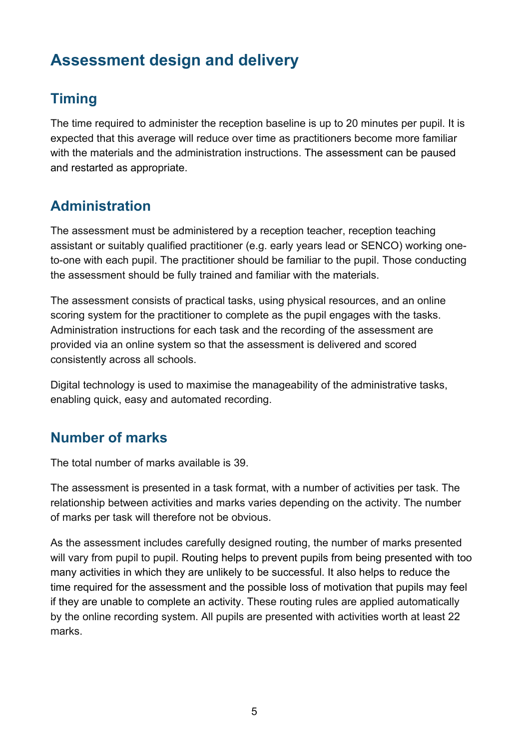# Assessment design and delivery

## Timing

The time required to administer the reception baseline is up to 20 minutes per pupil. It is expected that this average will reduce over time as practitioners become more familiar with the materials and the administration instructions. The assessment can be paused and restarted as appropriate.

## Administration

The assessment must be administered by a reception teacher, reception teaching assistant or suitably qualified practitioner (e.g. early years lead or SENCO) working one-to-one with each pupil. The practitioner should be familiar to the pupil. Those conducting the assessment should be fully trained and familiar with the materials.

The assessment consists of practical tasks, using physical resources, and an online scoring system for the practitioner to complete as the pupil engages with the tasks. Administration instructions for each task and the recording of the assessment are provided via an online system so that the assessment is delivered and scored consistently across all schools.

Digital technology is used to maximise the manageability of the administrative tasks, enabling quick, easy and automated recording.

## Number of marks

The total number of marks available is 39.

The assessment is presented in a task format, with a number of activities per task. The relationship between activities and marks varies depending on the activity. The number of marks per task will therefore not be obvious.

As the assessment includes carefully designed routing, the number of marks presented will vary from pupil to pupil. Routing helps to prevent pupils from being presented with too many activities in which they are unlikely to be successful. It also helps to reduce the time required for the assessment and the possible loss of motivation that pupils may feel if they are unable to complete an activity. These routing rules are applied automatically by the online recording system. All pupils are presented with activities worth at least 22 marks.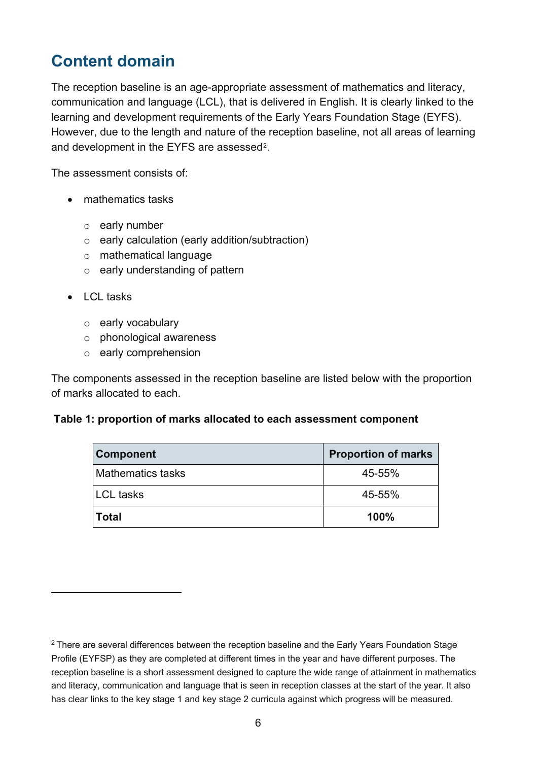## Content domain

The reception baseline is an age-appropriate assessment of mathematics and literacy, communication and language (LCL), that is delivered in English. It is clearly linked to the learning and development requirements of the Early Years Foundation Stage (EYFS). However, due to the length and nature of the reception baseline, not all areas of learning and development in the EYFS are assessed[2].

The assessment consists of:

- mathematics tasks
  - early number
  - early calculation (early addition/subtraction)
  - mathematical language
  - early understanding of pattern
- LCL tasks
  - early vocabulary
  - phonological awareness
  - early comprehension

The components assessed in the reception baseline are listed below with the proportion of marks allocated to each.

**Table 1: proportion of marks allocated to each assessment component**

| Component | Proportion of marks |
| --- | --- |
| Mathematics tasks | 45-55% |
| LCL tasks | 45-55% |
| **Total** | **100%** |

[2] There are several differences between the reception baseline and the Early Years Foundation Stage Profile (EYFSP) as they are completed at different times in the year and have different purposes. The reception baseline is a short assessment designed to capture the wide range of attainment in mathematics and literacy, communication and language that is seen in reception classes at the start of the year. It also has clear links to the key stage 1 and key stage 2 curricula against which progress will be measured.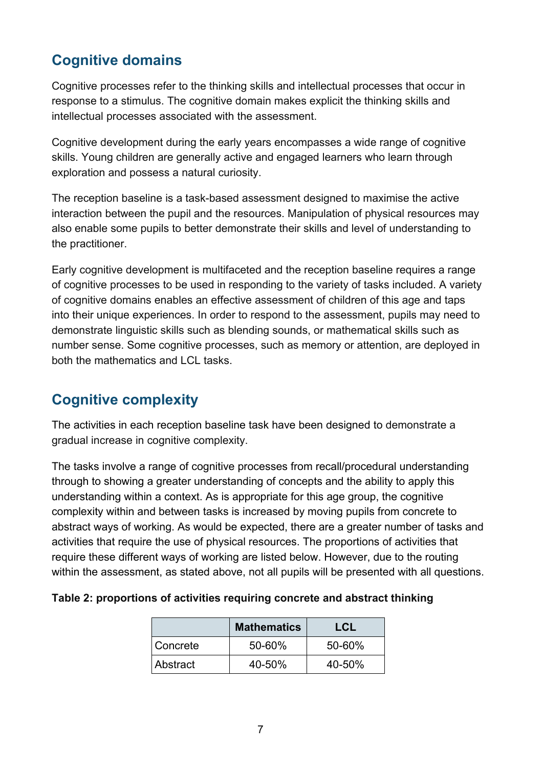## Cognitive domains

Cognitive processes refer to the thinking skills and intellectual processes that occur in response to a stimulus. The cognitive domain makes explicit the thinking skills and intellectual processes associated with the assessment.

Cognitive development during the early years encompasses a wide range of cognitive skills. Young children are generally active and engaged learners who learn through exploration and possess a natural curiosity.

The reception baseline is a task-based assessment designed to maximise the active interaction between the pupil and the resources. Manipulation of physical resources may also enable some pupils to better demonstrate their skills and level of understanding to the practitioner.

Early cognitive development is multifaceted and the reception baseline requires a range of cognitive processes to be used in responding to the variety of tasks included. A variety of cognitive domains enables an effective assessment of children of this age and taps into their unique experiences. In order to respond to the assessment, pupils may need to demonstrate linguistic skills such as blending sounds, or mathematical skills such as number sense. Some cognitive processes, such as memory or attention, are deployed in both the mathematics and LCL tasks.

## Cognitive complexity

The activities in each reception baseline task have been designed to demonstrate a gradual increase in cognitive complexity.

The tasks involve a range of cognitive processes from recall/procedural understanding through to showing a greater understanding of concepts and the ability to apply this understanding within a context. As is appropriate for this age group, the cognitive complexity within and between tasks is increased by moving pupils from concrete to abstract ways of working. As would be expected, there are a greater number of tasks and activities that require the use of physical resources. The proportions of activities that require these different ways of working are listed below. However, due to the routing within the assessment, as stated above, not all pupils will be presented with all questions.

**Table 2: proportions of activities requiring concrete and abstract thinking**

| | Mathematics | LCL |
|---|---|---|
| Concrete | 50-60% | 50-60% |
| Abstract | 40-50% | 40-50% |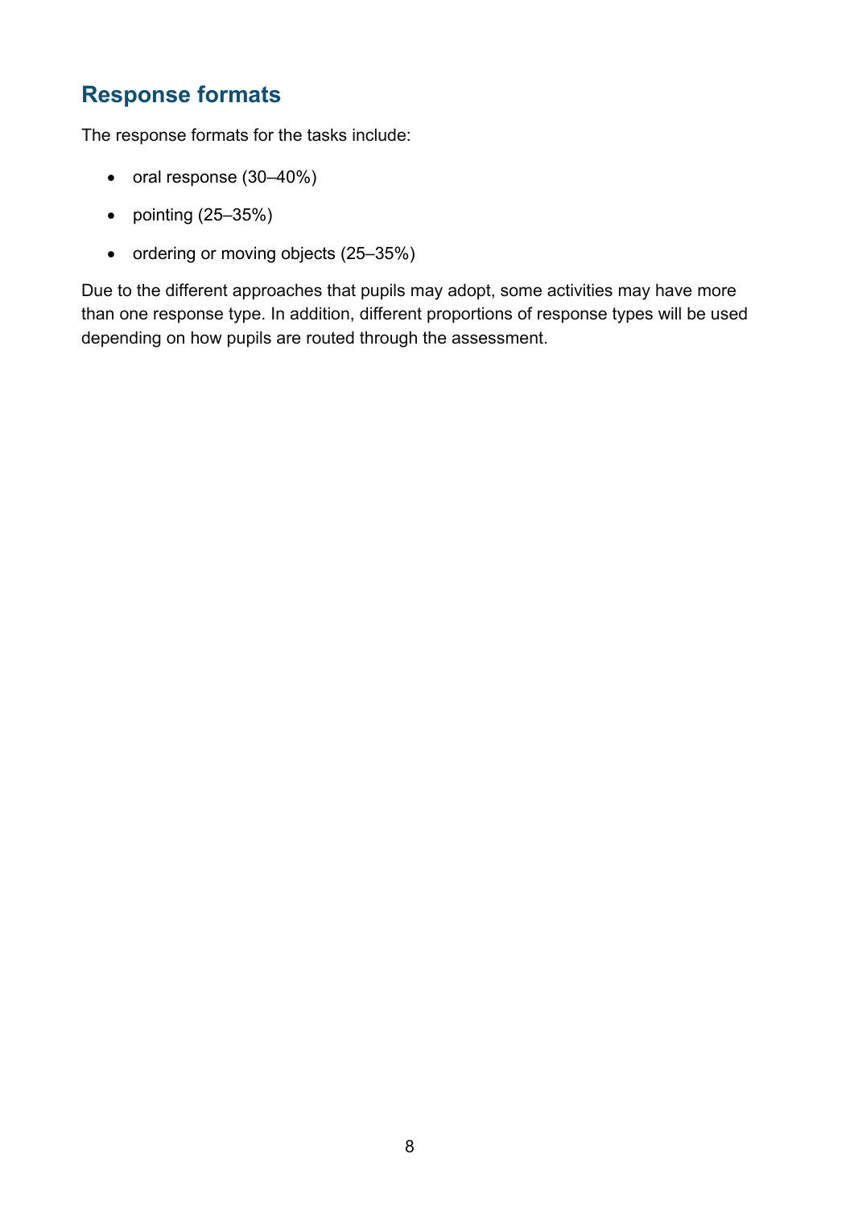## Response formats

The response formats for the tasks include:

- oral response (30–40%)
- pointing (25–35%)
- ordering or moving objects (25–35%)

Due to the different approaches that pupils may adopt, some activities may have more than one response type. In addition, different proportions of response types will be used depending on how pupils are routed through the assessment.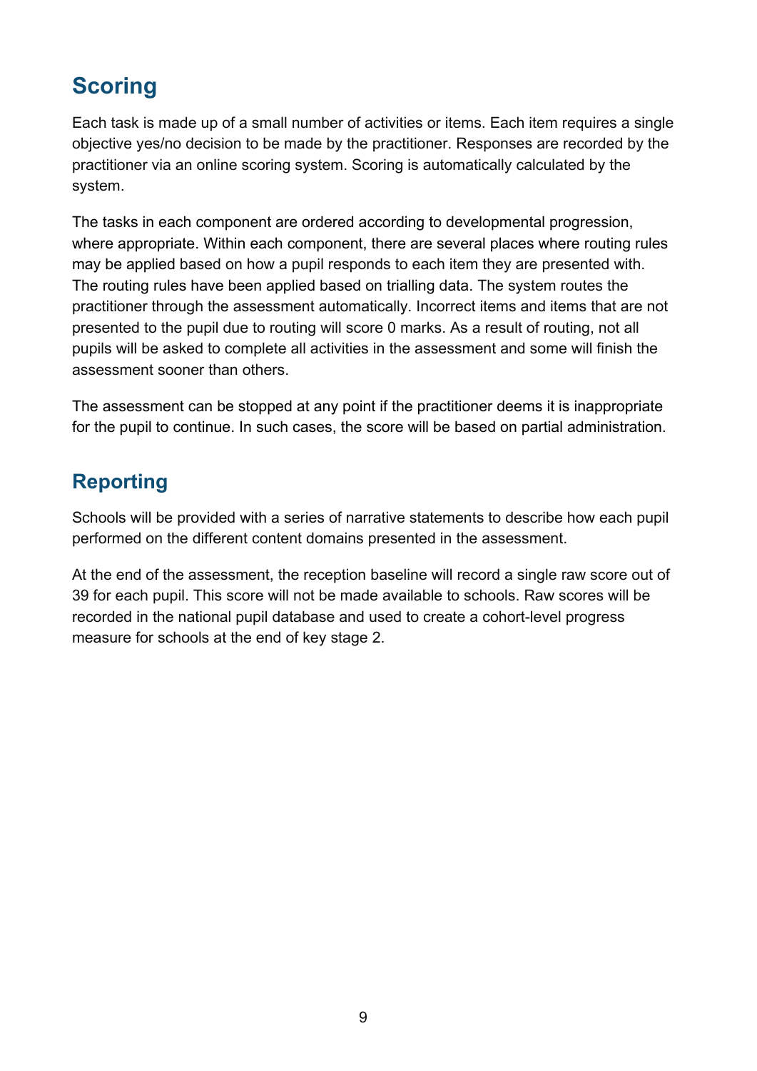## Scoring

Each task is made up of a small number of activities or items. Each item requires a single objective yes/no decision to be made by the practitioner. Responses are recorded by the practitioner via an online scoring system. Scoring is automatically calculated by the system.

The tasks in each component are ordered according to developmental progression, where appropriate. Within each component, there are several places where routing rules may be applied based on how a pupil responds to each item they are presented with. The routing rules have been applied based on trialling data. The system routes the practitioner through the assessment automatically. Incorrect items and items that are not presented to the pupil due to routing will score 0 marks. As a result of routing, not all pupils will be asked to complete all activities in the assessment and some will finish the assessment sooner than others.

The assessment can be stopped at any point if the practitioner deems it is inappropriate for the pupil to continue. In such cases, the score will be based on partial administration.

## Reporting

Schools will be provided with a series of narrative statements to describe how each pupil performed on the different content domains presented in the assessment.

At the end of the assessment, the reception baseline will record a single raw score out of 39 for each pupil. This score will not be made available to schools. Raw scores will be recorded in the national pupil database and used to create a cohort-level progress measure for schools at the end of key stage 2.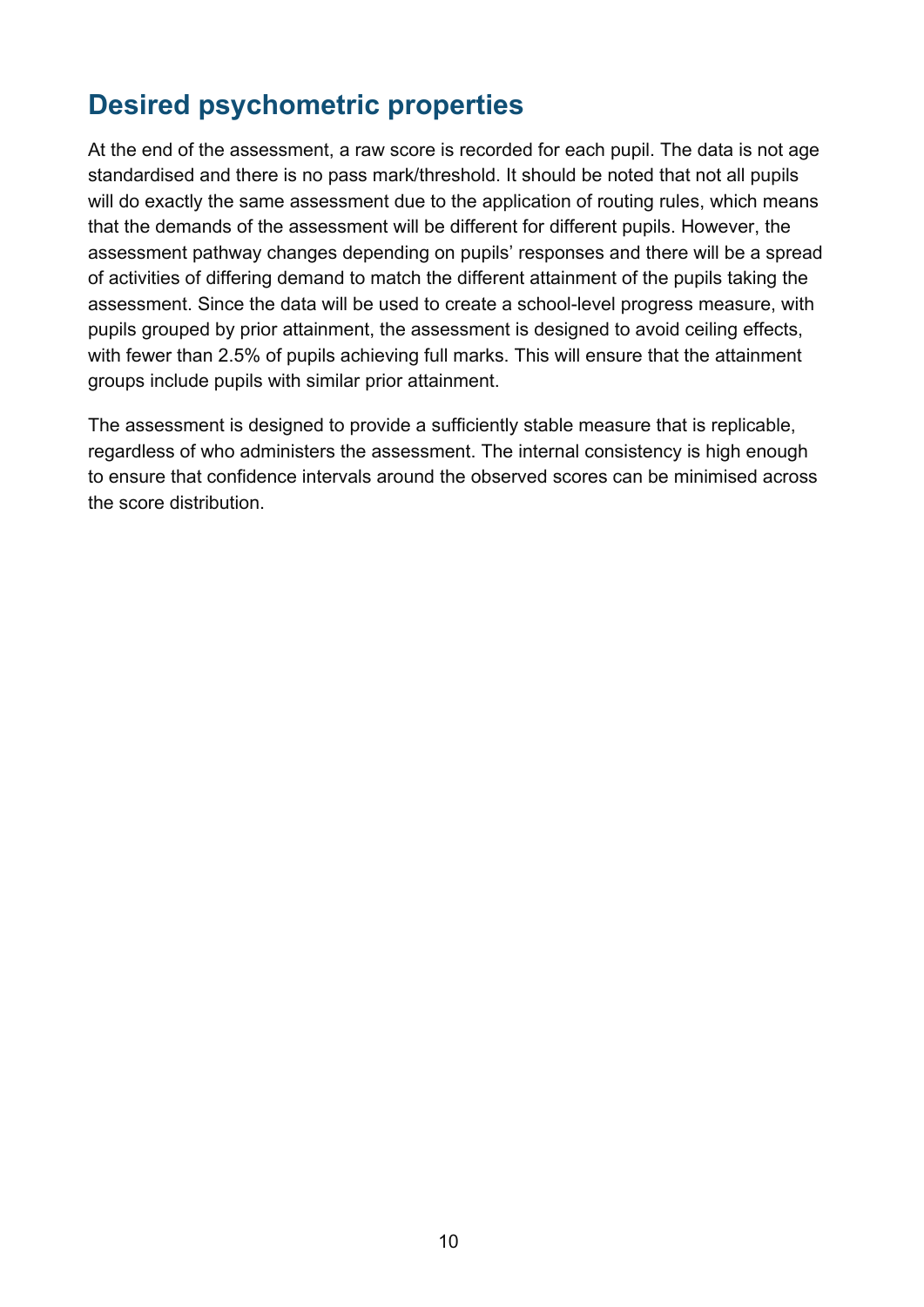## Desired psychometric properties

At the end of the assessment, a raw score is recorded for each pupil. The data is not age standardised and there is no pass mark/threshold. It should be noted that not all pupils will do exactly the same assessment due to the application of routing rules, which means that the demands of the assessment will be different for different pupils. However, the assessment pathway changes depending on pupils' responses and there will be a spread of activities of differing demand to match the different attainment of the pupils taking the assessment. Since the data will be used to create a school-level progress measure, with pupils grouped by prior attainment, the assessment is designed to avoid ceiling effects, with fewer than 2.5% of pupils achieving full marks. This will ensure that the attainment groups include pupils with similar prior attainment.

The assessment is designed to provide a sufficiently stable measure that is replicable, regardless of who administers the assessment. The internal consistency is high enough to ensure that confidence intervals around the observed scores can be minimised across the score distribution.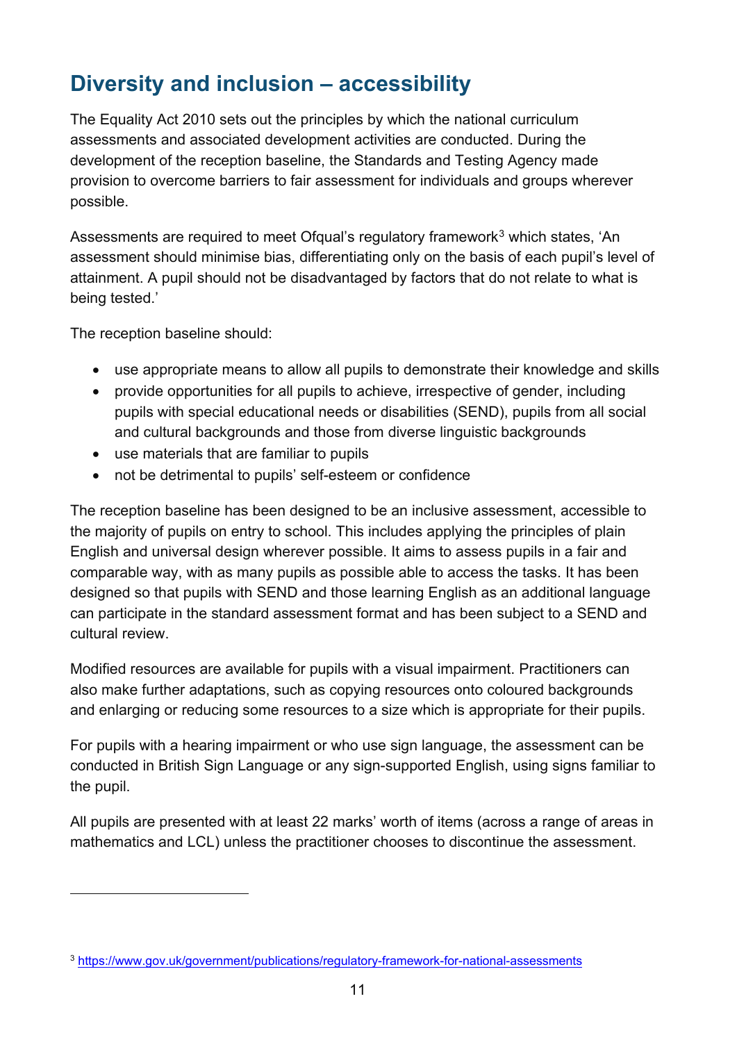## Diversity and inclusion – accessibility

The Equality Act 2010 sets out the principles by which the national curriculum assessments and associated development activities are conducted. During the development of the reception baseline, the Standards and Testing Agency made provision to overcome barriers to fair assessment for individuals and groups wherever possible.

Assessments are required to meet Ofqual's regulatory framework[3] which states, 'An assessment should minimise bias, differentiating only on the basis of each pupil's level of attainment. A pupil should not be disadvantaged by factors that do not relate to what is being tested.'

The reception baseline should:

- use appropriate means to allow all pupils to demonstrate their knowledge and skills
- provide opportunities for all pupils to achieve, irrespective of gender, including pupils with special educational needs or disabilities (SEND), pupils from all social and cultural backgrounds and those from diverse linguistic backgrounds
- use materials that are familiar to pupils
- not be detrimental to pupils' self-esteem or confidence

The reception baseline has been designed to be an inclusive assessment, accessible to the majority of pupils on entry to school. This includes applying the principles of plain English and universal design wherever possible. It aims to assess pupils in a fair and comparable way, with as many pupils as possible able to access the tasks. It has been designed so that pupils with SEND and those learning English as an additional language can participate in the standard assessment format and has been subject to a SEND and cultural review.

Modified resources are available for pupils with a visual impairment. Practitioners can also make further adaptations, such as copying resources onto coloured backgrounds and enlarging or reducing some resources to a size which is appropriate for their pupils.

For pupils with a hearing impairment or who use sign language, the assessment can be conducted in British Sign Language or any sign-supported English, using signs familiar to the pupil.

All pupils are presented with at least 22 marks' worth of items (across a range of areas in mathematics and LCL) unless the practitioner chooses to discontinue the assessment.

---

[3] https://www.gov.uk/government/publications/regulatory-framework-for-national-assessments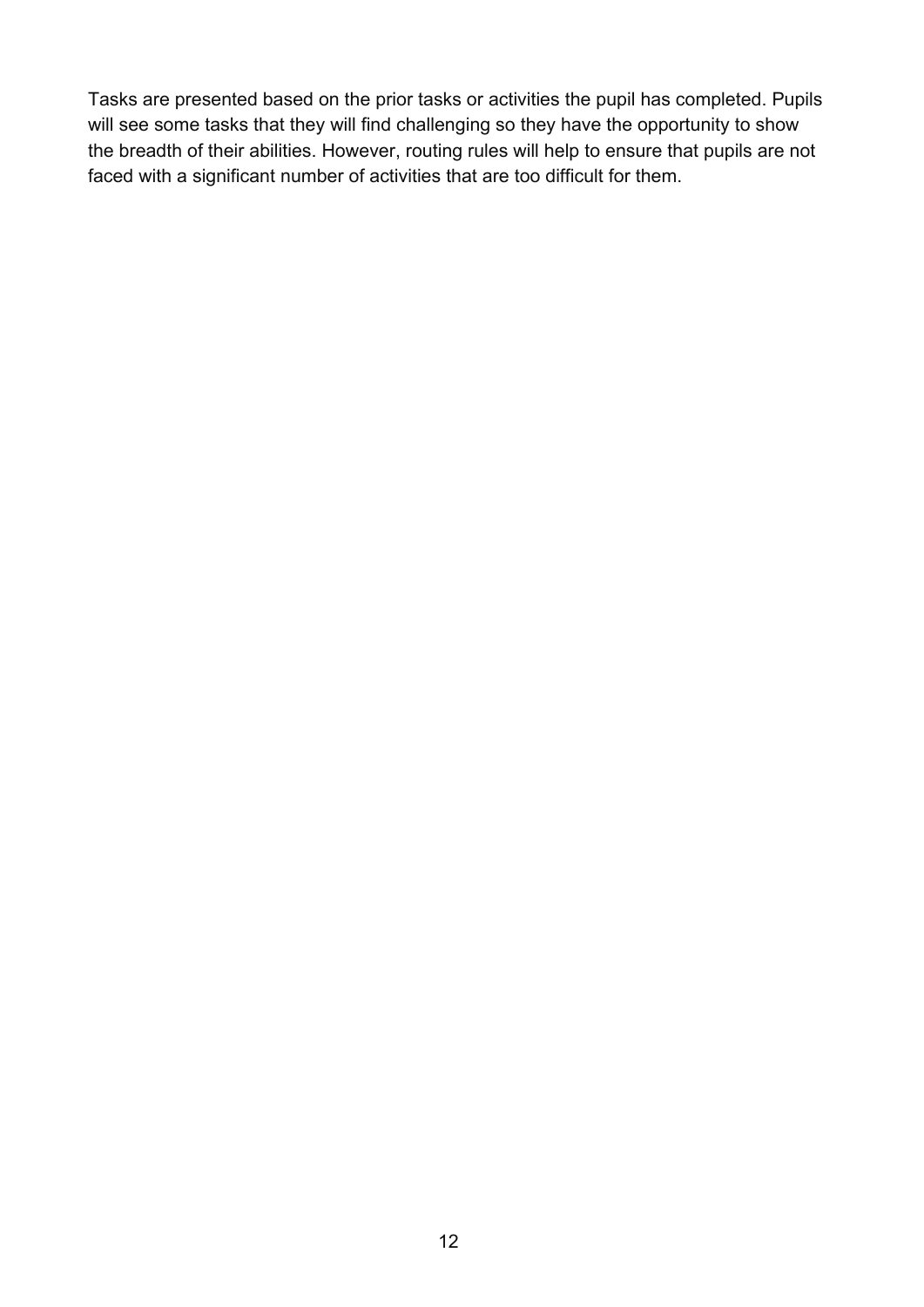Tasks are presented based on the prior tasks or activities the pupil has completed. Pupils will see some tasks that they will find challenging so they have the opportunity to show the breadth of their abilities. However, routing rules will help to ensure that pupils are not faced with a significant number of activities that are too difficult for them.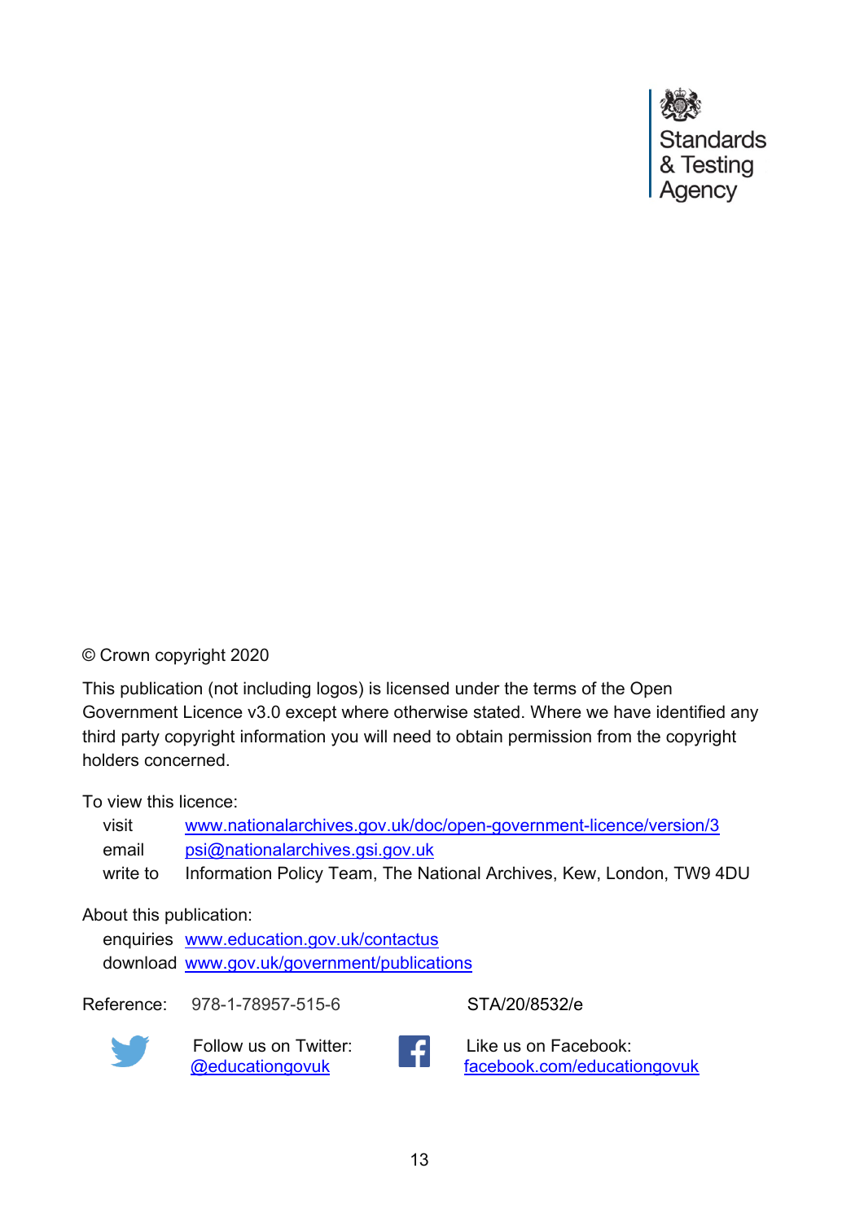Standards & Testing Agency

© Crown copyright 2020

This publication (not including logos) is licensed under the terms of the Open Government Licence v3.0 except where otherwise stated. Where we have identified any third party copyright information you will need to obtain permission from the copyright holders concerned.

To view this licence:

| | |
|---|---|
| visit | www.nationalarchives.gov.uk/doc/open-government-licence/version/3 |
| email | psi@nationalarchives.gsi.gov.uk |
| write to | Information Policy Team, The National Archives, Kew, London, TW9 4DU |

About this publication:

| | |
|---|---|
| enquiries | www.education.gov.uk/contactus |
| download | www.gov.uk/government/publications |

Reference: 978-1-78957-515-6 STA/20/8532/e

Follow us on Twitter: @educationgovuk

Like us on Facebook: facebook.com/educationgovuk